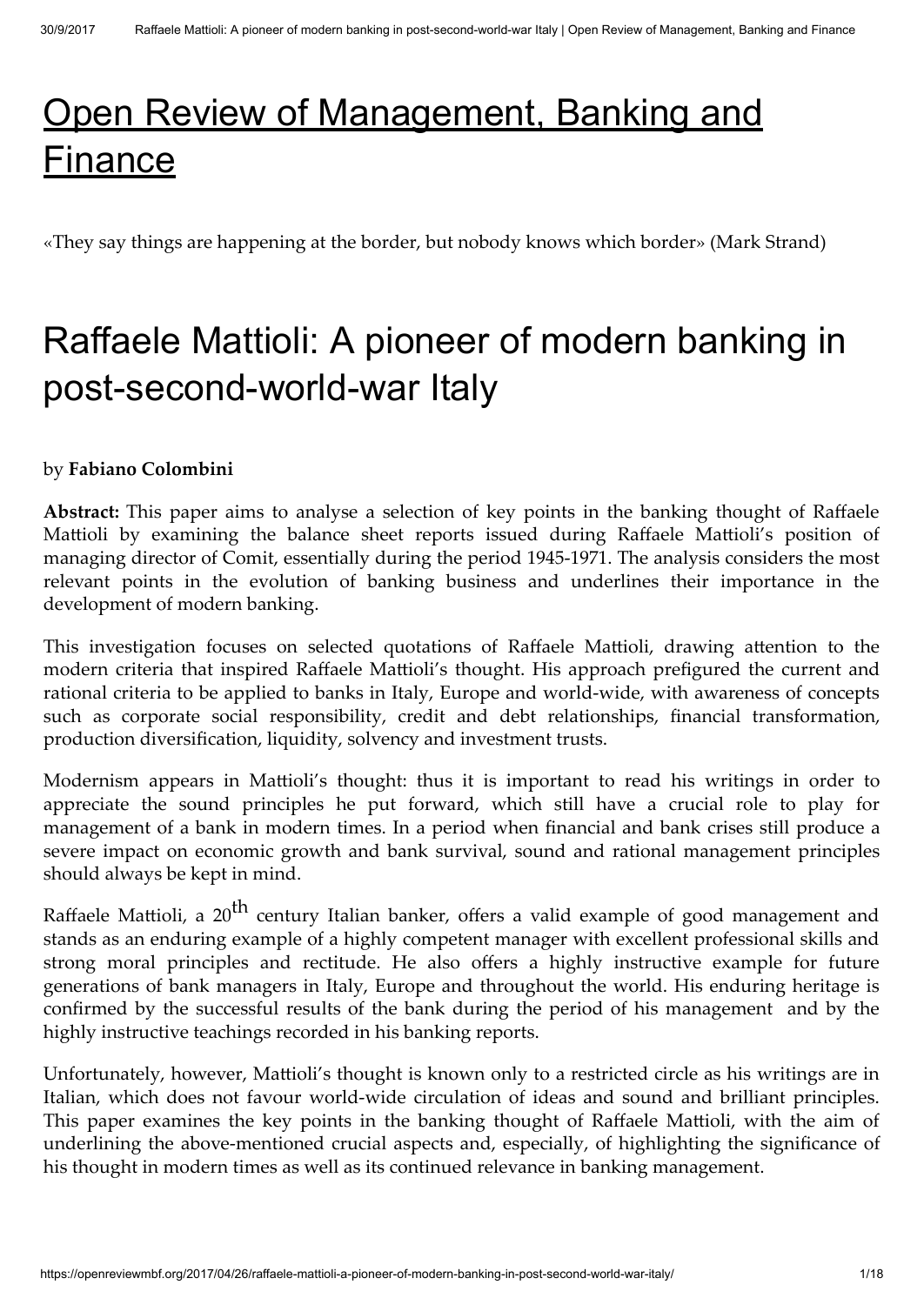# Open Review of Management, Banking and Finance

«They say things are happening at the border, but nobody knows which border» (Mark Strand)

# Raffaele Mattioli: A pioneer of modern banking in post-second-world-war Italy

by **Fabiano Colombini**

**Abstract:** This paper aims to analyse a selection of key points in the banking thought of Raffaele Mattioli by examining the balance sheet reports issued during Raffaele Mattioli's position of managing director of Comit, essentially during the period 1945-1971. The analysis considers the most relevant points in the evolution of banking business and underlines their importance in the development of modern banking.

This investigation focuses on selected quotations of Raffaele Mattioli, drawing attention to the modern criteria that inspired Raffaele Mattioli's thought. His approach prefigured the current and rational criteria to be applied to banks in Italy, Europe and world-wide, with awareness of concepts such as corporate social responsibility, credit and debt relationships, financial transformation, production diversification, liquidity, solvency and investment trusts.

Modernism appears in Mattioli's thought: thus it is important to read his writings in order to appreciate the sound principles he put forward, which still have a crucial role to play for management of a bank in modern times. In a period when financial and bank crises still produce a severe impact on economic growth and bank survival, sound and rational management principles should always be kept in mind.

Raffaele Mattioli, a 20th century Italian banker, offers a valid example of good management and stands as an enduring example of a highly competent manager with excellent professional skills and strong moral principles and rectitude. He also offers a highly instructive example for future generations of bank managers in Italy, Europe and throughout the world. His enduring heritage is confirmed by the successful results of the bank during the period of his management and by the highly instructive teachings recorded in his banking reports.

Unfortunately, however, Mattioli's thought is known only to a restricted circle as his writings are in Italian, which does not favour world-wide circulation of ideas and sound and brilliant principles. This paper examines the key points in the banking thought of Raffaele Mattioli, with the aim of underlining the above-mentioned crucial aspects and, especially, of highlighting the significance of his thought in modern times as well as its continued relevance in banking management.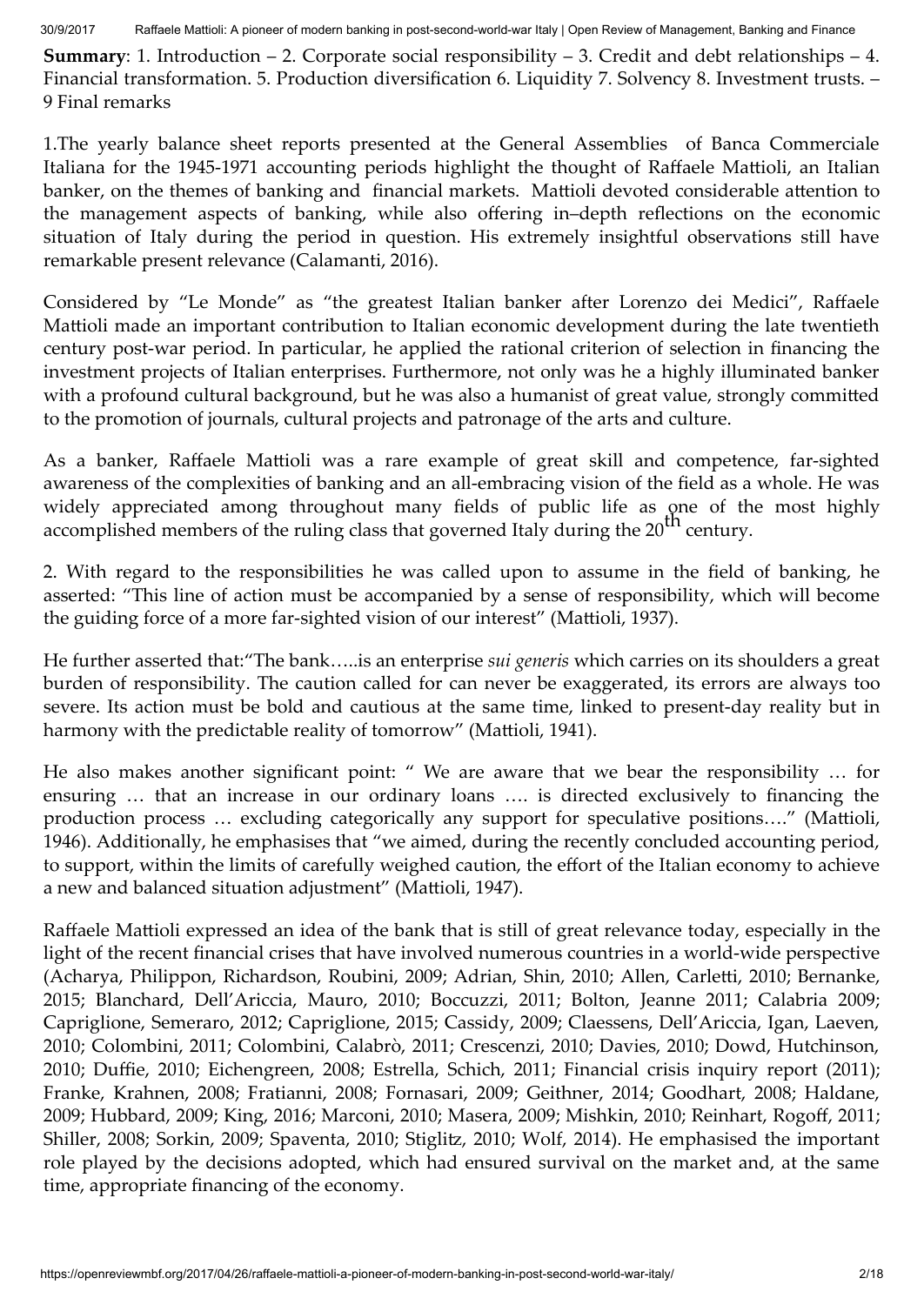**Summary**: 1. Introduction – 2. Corporate social responsibility – 3. Credit and debt relationships – 4. Financial transformation. 5. Production diversification 6. Liquidity 7. Solvency 8. Investment trusts. – 9 Final remarks

1.The yearly balance sheet reports presented at the General Assemblies of Banca Commerciale Italiana for the 1945-1971 accounting periods highlight the thought of Raffaele Mattioli, an Italian banker, on the themes of banking and financial markets. Mattioli devoted considerable attention to the management aspects of banking, while also offering in–depth reflections on the economic situation of Italy during the period in question. His extremely insightful observations still have remarkable present relevance (Calamanti, 2016).

Considered by "Le Monde" as "the greatest Italian banker after Lorenzo dei Medici", Raffaele Mattioli made an important contribution to Italian economic development during the late twentieth century post-war period. In particular, he applied the rational criterion of selection in financing the investment projects of Italian enterprises. Furthermore, not only was he a highly illuminated banker with a profound cultural background, but he was also a humanist of great value, strongly committed to the promotion of journals, cultural projects and patronage of the arts and culture.

As a banker, Raffaele Mattioli was a rare example of great skill and competence, far-sighted awareness of the complexities of banking and an all-embracing vision of the field as a whole. He was widely appreciated among throughout many fields of public life as one of the most highly accomplished members of the ruling class that governed Italy during the 20th century.

2. With regard to the responsibilities he was called upon to assume in the field of banking, he asserted: "This line of action must be accompanied by a sense of responsibility, which will become the guiding force of a more far-sighted vision of our interest" (Mattioli, 1937).

He further asserted that:"The bank…..is an enterprise *sui generis* which carries on its shoulders a great burden of responsibility. The caution called for can never be exaggerated, its errors are always too severe. Its action must be bold and cautious at the same time, linked to present-day reality but in harmony with the predictable reality of tomorrow" (Mattioli, 1941).

He also makes another significant point: " We are aware that we bear the responsibility … for ensuring … that an increase in our ordinary loans …. is directed exclusively to financing the production process … excluding categorically any support for speculative positions…." (Mattioli, 1946). Additionally, he emphasises that "we aimed, during the recently concluded accounting period, to support, within the limits of carefully weighed caution, the effort of the Italian economy to achieve a new and balanced situation adjustment" (Mattioli, 1947).

Raffaele Mattioli expressed an idea of the bank that is still of great relevance today, especially in the light of the recent financial crises that have involved numerous countries in a world-wide perspective (Acharya, Philippon, Richardson, Roubini, 2009; Adrian, Shin, 2010; Allen, Carletti, 2010; Bernanke, 2015; Blanchard, Dell'Ariccia, Mauro, 2010; Boccuzzi, 2011; Bolton, Jeanne 2011; Calabria 2009; Capriglione, Semeraro, 2012; Capriglione, 2015; Cassidy, 2009; Claessens, Dell'Ariccia, Igan, Laeven, 2010; Colombini, 2011; Colombini, Calabrò, 2011; Crescenzi, 2010; Davies, 2010; Dowd, Hutchinson, 2010; Duffie, 2010; Eichengreen, 2008; Estrella, Schich, 2011; Financial crisis inquiry report (2011); Franke, Krahnen, 2008; Fratianni, 2008; Fornasari, 2009; Geithner, 2014; Goodhart, 2008; Haldane, 2009; Hubbard, 2009; King, 2016; Marconi, 2010; Masera, 2009; Mishkin, 2010; Reinhart, Rogoff, 2011; Shiller, 2008; Sorkin, 2009; Spaventa, 2010; Stiglitz, 2010; Wolf, 2014). He emphasised the important role played by the decisions adopted, which had ensured survival on the market and, at the same time, appropriate financing of the economy.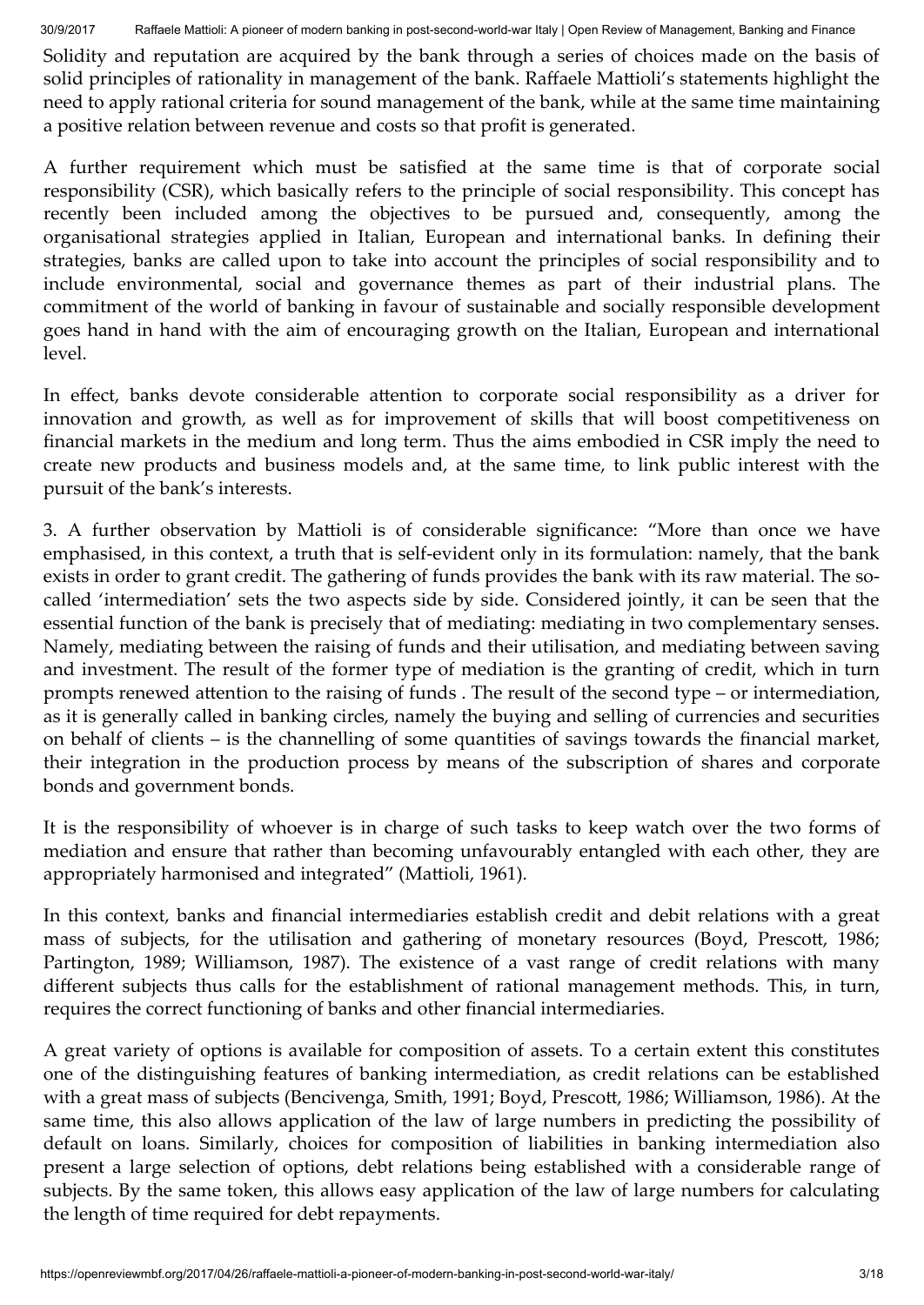Solidity and reputation are acquired by the bank through a series of choices made on the basis of solid principles of rationality in management of the bank. Raffaele Mattioli's statements highlight the need to apply rational criteria for sound management of the bank, while at the same time maintaining a positive relation between revenue and costs so that profit is generated.

A further requirement which must be satisfied at the same time is that of corporate social responsibility (CSR), which basically refers to the principle of social responsibility. This concept has recently been included among the objectives to be pursued and, consequently, among the organisational strategies applied in Italian, European and international banks. In defining their strategies, banks are called upon to take into account the principles of social responsibility and to include environmental, social and governance themes as part of their industrial plans. The commitment of the world of banking in favour of sustainable and socially responsible development goes hand in hand with the aim of encouraging growth on the Italian, European and international level.

In effect, banks devote considerable attention to corporate social responsibility as a driver for innovation and growth, as well as for improvement of skills that will boost competitiveness on financial markets in the medium and long term. Thus the aims embodied in CSR imply the need to create new products and business models and, at the same time, to link public interest with the pursuit of the bank's interests.

3. A further observation by Mattioli is of considerable significance: "More than once we have emphasised, in this context, a truth that is self-evident only in its formulation: namely, that the bank exists in order to grant credit. The gathering of funds provides the bank with its raw material. The so-called 'intermediation' sets the two aspects side by side. Considered jointly, it can be seen that the essential function of the bank is precisely that of mediating: mediating in two complementary senses. Namely, mediating between the raising of funds and their utilisation, and mediating between saving and investment. The result of the former type of mediation is the granting of credit, which in turn prompts renewed attention to the raising of funds . The result of the second type – or intermediation, as it is generally called in banking circles, namely the buying and selling of currencies and securities on behalf of clients – is the channelling of some quantities of savings towards the financial market, their integration in the production process by means of the subscription of shares and corporate bonds and government bonds.

It is the responsibility of whoever is in charge of such tasks to keep watch over the two forms of mediation and ensure that rather than becoming unfavourably entangled with each other, they are appropriately harmonised and integrated" (Mattioli, 1961).

In this context, banks and financial intermediaries establish credit and debit relations with a great mass of subjects, for the utilisation and gathering of monetary resources (Boyd, Prescott, 1986; Partington, 1989; Williamson, 1987). The existence of a vast range of credit relations with many different subjects thus calls for the establishment of rational management methods. This, in turn, requires the correct functioning of banks and other financial intermediaries.

A great variety of options is available for composition of assets. To a certain extent this constitutes one of the distinguishing features of banking intermediation, as credit relations can be established with a great mass of subjects (Bencivenga, Smith, 1991; Boyd, Prescott, 1986; Williamson, 1986). At the same time, this also allows application of the law of large numbers in predicting the possibility of default on loans. Similarly, choices for composition of liabilities in banking intermediation also present a large selection of options, debt relations being established with a considerable range of subjects. By the same token, this allows easy application of the law of large numbers for calculating the length of time required for debt repayments.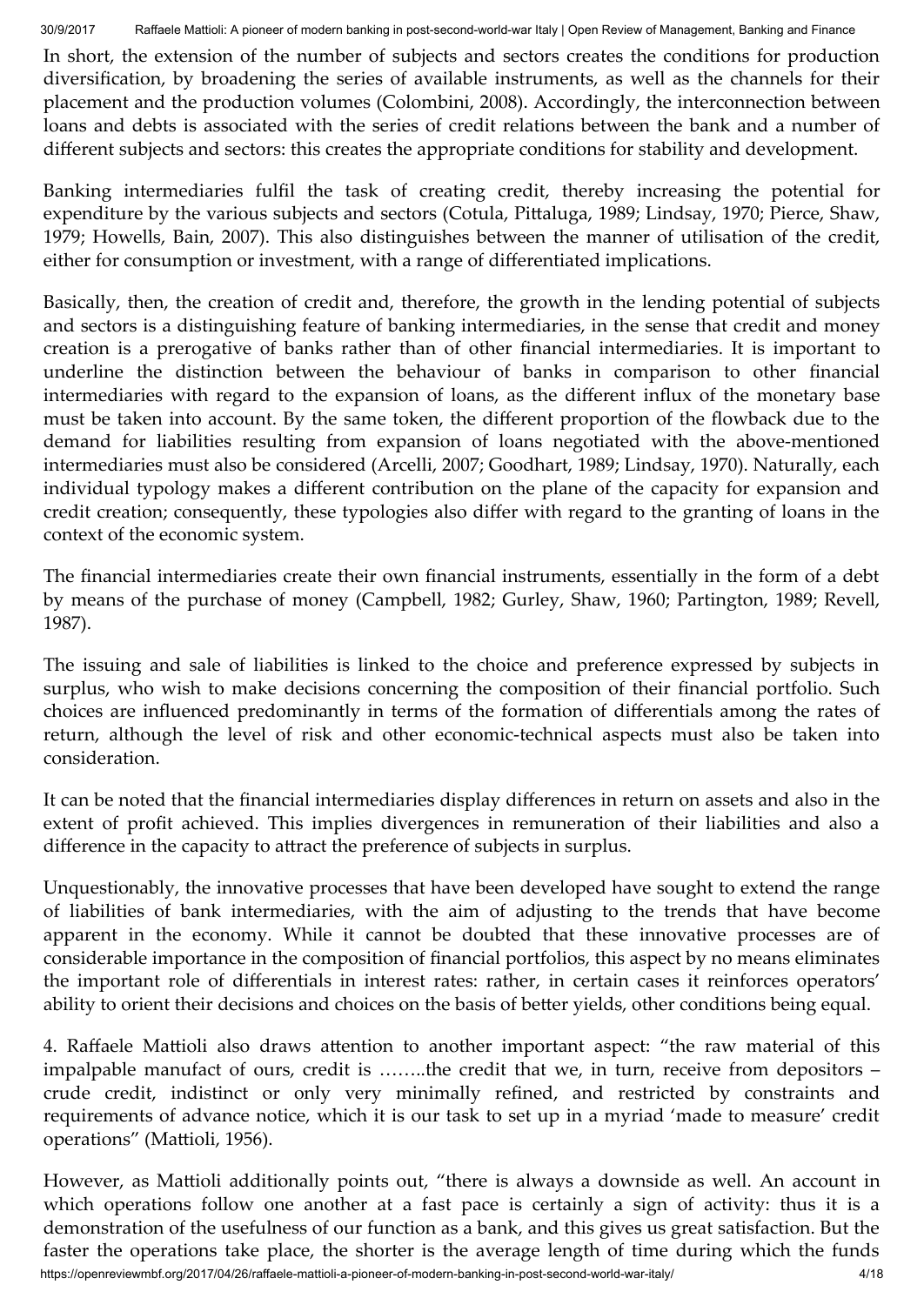In short, the extension of the number of subjects and sectors creates the conditions for production diversification, by broadening the series of available instruments, as well as the channels for their placement and the production volumes (Colombini, 2008). Accordingly, the interconnection between loans and debts is associated with the series of credit relations between the bank and a number of different subjects and sectors: this creates the appropriate conditions for stability and development.

Banking intermediaries fulfil the task of creating credit, thereby increasing the potential for expenditure by the various subjects and sectors (Cotula, Pittaluga, 1989; Lindsay, 1970; Pierce, Shaw, 1979; Howells, Bain, 2007). This also distinguishes between the manner of utilisation of the credit, either for consumption or investment, with a range of differentiated implications.

Basically, then, the creation of credit and, therefore, the growth in the lending potential of subjects and sectors is a distinguishing feature of banking intermediaries, in the sense that credit and money creation is a prerogative of banks rather than of other financial intermediaries. It is important to underline the distinction between the behaviour of banks in comparison to other financial intermediaries with regard to the expansion of loans, as the different influx of the monetary base must be taken into account. By the same token, the different proportion of the flowback due to the demand for liabilities resulting from expansion of loans negotiated with the above-mentioned intermediaries must also be considered (Arcelli, 2007; Goodhart, 1989; Lindsay, 1970). Naturally, each individual typology makes a different contribution on the plane of the capacity for expansion and credit creation; consequently, these typologies also differ with regard to the granting of loans in the context of the economic system.

The financial intermediaries create their own financial instruments, essentially in the form of a debt by means of the purchase of money (Campbell, 1982; Gurley, Shaw, 1960; Partington, 1989; Revell, 1987).

The issuing and sale of liabilities is linked to the choice and preference expressed by subjects in surplus, who wish to make decisions concerning the composition of their financial portfolio. Such choices are influenced predominantly in terms of the formation of differentials among the rates of return, although the level of risk and other economic-technical aspects must also be taken into consideration.

It can be noted that the financial intermediaries display differences in return on assets and also in the extent of profit achieved. This implies divergences in remuneration of their liabilities and also a difference in the capacity to attract the preference of subjects in surplus.

Unquestionably, the innovative processes that have been developed have sought to extend the range of liabilities of bank intermediaries, with the aim of adjusting to the trends that have become apparent in the economy. While it cannot be doubted that these innovative processes are of considerable importance in the composition of financial portfolios, this aspect by no means eliminates the important role of differentials in interest rates: rather, in certain cases it reinforces operators' ability to orient their decisions and choices on the basis of better yields, other conditions being equal.

4. Raffaele Mattioli also draws attention to another important aspect: "the raw material of this impalpable manufact of ours, credit is ……..the credit that we, in turn, receive from depositors – crude credit, indistinct or only very minimally refined, and restricted by constraints and requirements of advance notice, which it is our task to set up in a myriad 'made to measure' credit operations" (Mattioli, 1956).

However, as Mattioli additionally points out, "there is always a downside as well. An account in which operations follow one another at a fast pace is certainly a sign of activity: thus it is a demonstration of the usefulness of our function as a bank, and this gives us great satisfaction. But the faster the operations take place, the shorter is the average length of time during which the funds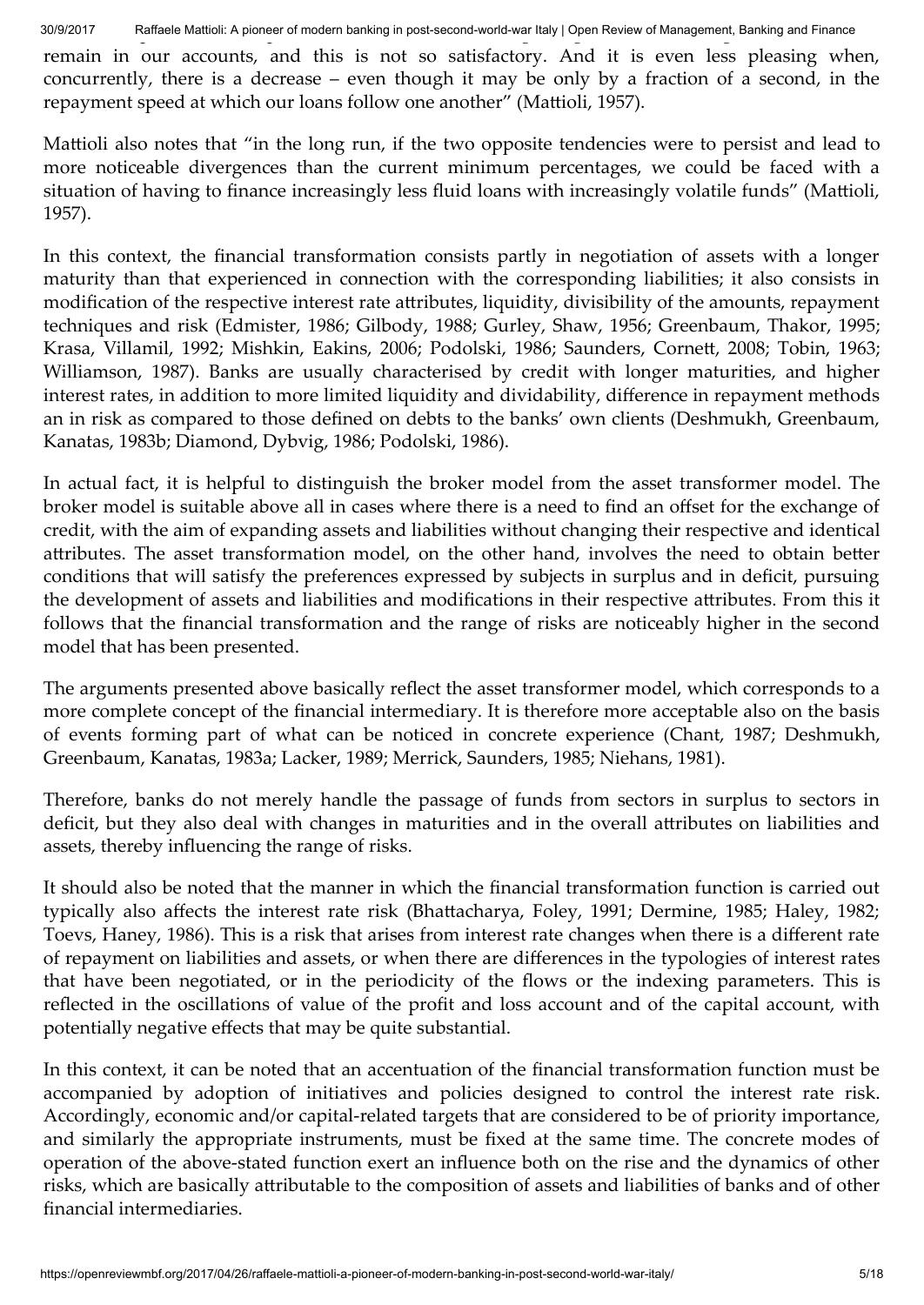remain in our accounts, and this is not so satisfactory. And it is even less pleasing when, concurrently, there is a decrease – even though it may be only by a fraction of a second, in the repayment speed at which our loans follow one another" (Mattioli, 1957).

Mattioli also notes that "in the long run, if the two opposite tendencies were to persist and lead to more noticeable divergences than the current minimum percentages, we could be faced with a situation of having to finance increasingly less fluid loans with increasingly volatile funds" (Mattioli, 1957).

In this context, the financial transformation consists partly in negotiation of assets with a longer maturity than that experienced in connection with the corresponding liabilities; it also consists in modification of the respective interest rate attributes, liquidity, divisibility of the amounts, repayment techniques and risk (Edmister, 1986; Gilbody, 1988; Gurley, Shaw, 1956; Greenbaum, Thakor, 1995; Krasa, Villamil, 1992; Mishkin, Eakins, 2006; Podolski, 1986; Saunders, Cornett, 2008; Tobin, 1963; Williamson, 1987). Banks are usually characterised by credit with longer maturities, and higher interest rates, in addition to more limited liquidity and dividability, difference in repayment methods an in risk as compared to those defined on debts to the banks' own clients (Deshmukh, Greenbaum, Kanatas, 1983b; Diamond, Dybvig, 1986; Podolski, 1986).

In actual fact, it is helpful to distinguish the broker model from the asset transformer model. The broker model is suitable above all in cases where there is a need to find an offset for the exchange of credit, with the aim of expanding assets and liabilities without changing their respective and identical attributes. The asset transformation model, on the other hand, involves the need to obtain better conditions that will satisfy the preferences expressed by subjects in surplus and in deficit, pursuing the development of assets and liabilities and modifications in their respective attributes. From this it follows that the financial transformation and the range of risks are noticeably higher in the second model that has been presented.

The arguments presented above basically reflect the asset transformer model, which corresponds to a more complete concept of the financial intermediary. It is therefore more acceptable also on the basis of events forming part of what can be noticed in concrete experience (Chant, 1987; Deshmukh, Greenbaum, Kanatas, 1983a; Lacker, 1989; Merrick, Saunders, 1985; Niehans, 1981).

Therefore, banks do not merely handle the passage of funds from sectors in surplus to sectors in deficit, but they also deal with changes in maturities and in the overall attributes on liabilities and assets, thereby influencing the range of risks.

It should also be noted that the manner in which the financial transformation function is carried out typically also affects the interest rate risk (Bhattacharya, Foley, 1991; Dermine, 1985; Haley, 1982; Toevs, Haney, 1986). This is a risk that arises from interest rate changes when there is a different rate of repayment on liabilities and assets, or when there are differences in the typologies of interest rates that have been negotiated, or in the periodicity of the flows or the indexing parameters. This is reflected in the oscillations of value of the profit and loss account and of the capital account, with potentially negative effects that may be quite substantial.

In this context, it can be noted that an accentuation of the financial transformation function must be accompanied by adoption of initiatives and policies designed to control the interest rate risk. Accordingly, economic and/or capital-related targets that are considered to be of priority importance, and similarly the appropriate instruments, must be fixed at the same time. The concrete modes of operation of the above-stated function exert an influence both on the rise and the dynamics of other risks, which are basically attributable to the composition of assets and liabilities of banks and of other financial intermediaries.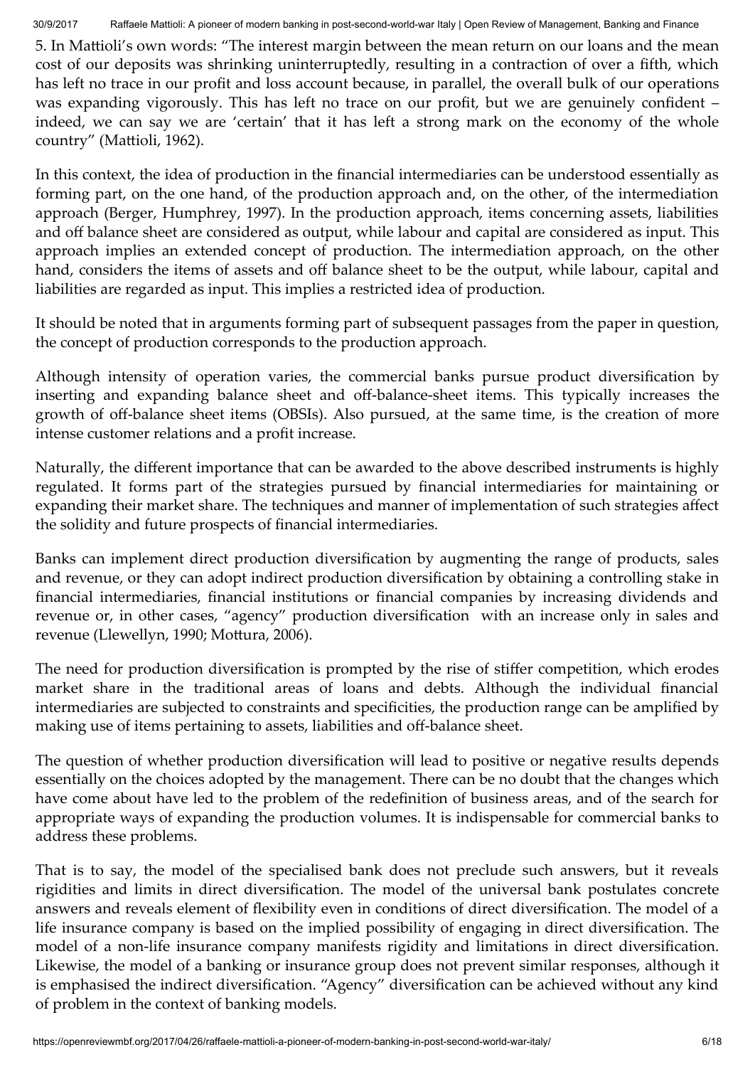5. In Mattioli's own words: "The interest margin between the mean return on our loans and the mean cost of our deposits was shrinking uninterruptedly, resulting in a contraction of over a fifth, which has left no trace in our profit and loss account because, in parallel, the overall bulk of our operations was expanding vigorously. This has left no trace on our profit, but we are genuinely confident – indeed, we can say we are 'certain' that it has left a strong mark on the economy of the whole country" (Mattioli, 1962).

In this context, the idea of production in the financial intermediaries can be understood essentially as forming part, on the one hand, of the production approach and, on the other, of the intermediation approach (Berger, Humphrey, 1997). In the production approach, items concerning assets, liabilities and off balance sheet are considered as output, while labour and capital are considered as input. This approach implies an extended concept of production. The intermediation approach, on the other hand, considers the items of assets and off balance sheet to be the output, while labour, capital and liabilities are regarded as input. This implies a restricted idea of production.

It should be noted that in arguments forming part of subsequent passages from the paper in question, the concept of production corresponds to the production approach.

Although intensity of operation varies, the commercial banks pursue product diversification by inserting and expanding balance sheet and off-balance-sheet items. This typically increases the growth of off-balance sheet items (OBSIs). Also pursued, at the same time, is the creation of more intense customer relations and a profit increase.

Naturally, the different importance that can be awarded to the above described instruments is highly regulated. It forms part of the strategies pursued by financial intermediaries for maintaining or expanding their market share. The techniques and manner of implementation of such strategies affect the solidity and future prospects of financial intermediaries.

Banks can implement direct production diversification by augmenting the range of products, sales and revenue, or they can adopt indirect production diversification by obtaining a controlling stake in financial intermediaries, financial institutions or financial companies by increasing dividends and revenue or, in other cases, "agency" production diversification with an increase only in sales and revenue (Llewellyn, 1990; Mottura, 2006).

The need for production diversification is prompted by the rise of stiffer competition, which erodes market share in the traditional areas of loans and debts. Although the individual financial intermediaries are subjected to constraints and specificities, the production range can be amplified by making use of items pertaining to assets, liabilities and off-balance sheet.

The question of whether production diversification will lead to positive or negative results depends essentially on the choices adopted by the management. There can be no doubt that the changes which have come about have led to the problem of the redefinition of business areas, and of the search for appropriate ways of expanding the production volumes. It is indispensable for commercial banks to address these problems.

That is to say, the model of the specialised bank does not preclude such answers, but it reveals rigidities and limits in direct diversification. The model of the universal bank postulates concrete answers and reveals element of flexibility even in conditions of direct diversification. The model of a life insurance company is based on the implied possibility of engaging in direct diversification. The model of a non-life insurance company manifests rigidity and limitations in direct diversification. Likewise, the model of a banking or insurance group does not prevent similar responses, although it is emphasised the indirect diversification. "Agency" diversification can be achieved without any kind of problem in the context of banking models.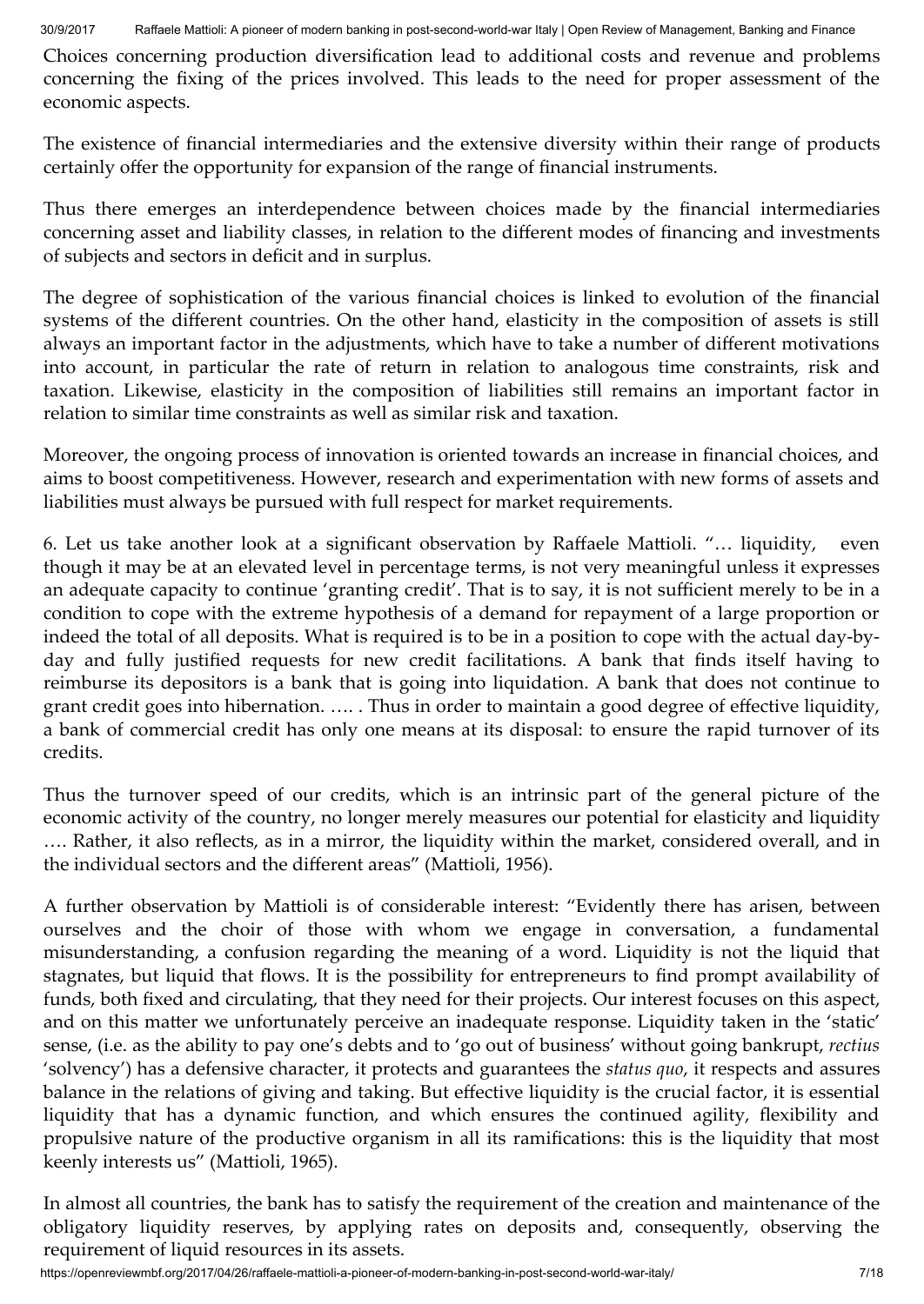Choices concerning production diversification lead to additional costs and revenue and problems concerning the fixing of the prices involved. This leads to the need for proper assessment of the economic aspects.

The existence of financial intermediaries and the extensive diversity within their range of products certainly offer the opportunity for expansion of the range of financial instruments.

Thus there emerges an interdependence between choices made by the financial intermediaries concerning asset and liability classes, in relation to the different modes of financing and investments of subjects and sectors in deficit and in surplus.

The degree of sophistication of the various financial choices is linked to evolution of the financial systems of the different countries. On the other hand, elasticity in the composition of assets is still always an important factor in the adjustments, which have to take a number of different motivations into account, in particular the rate of return in relation to analogous time constraints, risk and taxation. Likewise, elasticity in the composition of liabilities still remains an important factor in relation to similar time constraints as well as similar risk and taxation.

Moreover, the ongoing process of innovation is oriented towards an increase in financial choices, and aims to boost competitiveness. However, research and experimentation with new forms of assets and liabilities must always be pursued with full respect for market requirements.

6. Let us take another look at a significant observation by Raffaele Mattioli. "… liquidity, even though it may be at an elevated level in percentage terms, is not very meaningful unless it expresses an adequate capacity to continue 'granting credit'. That is to say, it is not sufficient merely to be in a condition to cope with the extreme hypothesis of a demand for repayment of a large proportion or indeed the total of all deposits. What is required is to be in a position to cope with the actual day-by-day and fully justified requests for new credit facilitations. A bank that finds itself having to reimburse its depositors is a bank that is going into liquidation. A bank that does not continue to grant credit goes into hibernation. …. . Thus in order to maintain a good degree of effective liquidity, a bank of commercial credit has only one means at its disposal: to ensure the rapid turnover of its credits.

Thus the turnover speed of our credits, which is an intrinsic part of the general picture of the economic activity of the country, no longer merely measures our potential for elasticity and liquidity …. Rather, it also reflects, as in a mirror, the liquidity within the market, considered overall, and in the individual sectors and the different areas" (Mattioli, 1956).

A further observation by Mattioli is of considerable interest: "Evidently there has arisen, between ourselves and the choir of those with whom we engage in conversation, a fundamental misunderstanding, a confusion regarding the meaning of a word. Liquidity is not the liquid that stagnates, but liquid that flows. It is the possibility for entrepreneurs to find prompt availability of funds, both fixed and circulating, that they need for their projects. Our interest focuses on this aspect, and on this matter we unfortunately perceive an inadequate response. Liquidity taken in the 'static' sense, (i.e. as the ability to pay one's debts and to 'go out of business' without going bankrupt, *rectius* 'solvency') has a defensive character, it protects and guarantees the *status quo*, it respects and assures balance in the relations of giving and taking. But effective liquidity is the crucial factor, it is essential liquidity that has a dynamic function, and which ensures the continued agility, flexibility and propulsive nature of the productive organism in all its ramifications: this is the liquidity that most keenly interests us" (Mattioli, 1965).

In almost all countries, the bank has to satisfy the requirement of the creation and maintenance of the obligatory liquidity reserves, by applying rates on deposits and, consequently, observing the requirement of liquid resources in its assets.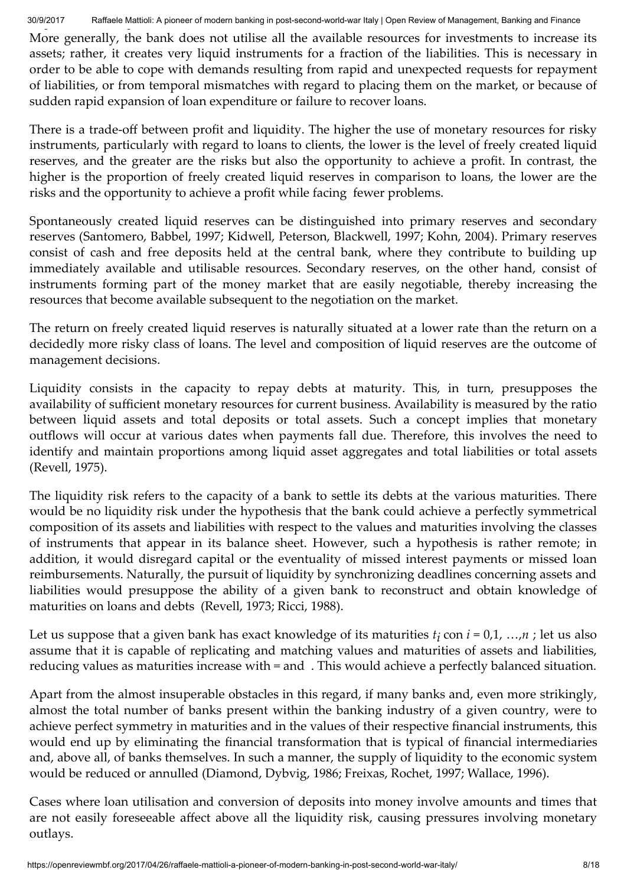More generally, the bank does not utilise all the available resources for investments to increase its assets; rather, it creates very liquid instruments for a fraction of the liabilities. This is necessary in order to be able to cope with demands resulting from rapid and unexpected requests for repayment of liabilities, or from temporal mismatches with regard to placing them on the market, or because of sudden rapid expansion of loan expenditure or failure to recover loans.

There is a trade-off between profit and liquidity. The higher the use of monetary resources for risky instruments, particularly with regard to loans to clients, the lower is the level of freely created liquid reserves, and the greater are the risks but also the opportunity to achieve a profit. In contrast, the higher is the proportion of freely created liquid reserves in comparison to loans, the lower are the risks and the opportunity to achieve a profit while facing fewer problems.

Spontaneously created liquid reserves can be distinguished into primary reserves and secondary reserves (Santomero, Babbel, 1997; Kidwell, Peterson, Blackwell, 1997; Kohn, 2004). Primary reserves consist of cash and free deposits held at the central bank, where they contribute to building up immediately available and utilisable resources. Secondary reserves, on the other hand, consist of instruments forming part of the money market that are easily negotiable, thereby increasing the resources that become available subsequent to the negotiation on the market.

The return on freely created liquid reserves is naturally situated at a lower rate than the return on a decidedly more risky class of loans. The level and composition of liquid reserves are the outcome of management decisions.

Liquidity consists in the capacity to repay debts at maturity. This, in turn, presupposes the availability of sufficient monetary resources for current business. Availability is measured by the ratio between liquid assets and total deposits or total assets. Such a concept implies that monetary outflows will occur at various dates when payments fall due. Therefore, this involves the need to identify and maintain proportions among liquid asset aggregates and total liabilities or total assets (Revell, 1975).

The liquidity risk refers to the capacity of a bank to settle its debts at the various maturities. There would be no liquidity risk under the hypothesis that the bank could achieve a perfectly symmetrical composition of its assets and liabilities with respect to the values and maturities involving the classes of instruments that appear in its balance sheet. However, such a hypothesis is rather remote; in addition, it would disregard capital or the eventuality of missed interest payments or missed loan reimbursements. Naturally, the pursuit of liquidity by synchronizing deadlines concerning assets and liabilities would presuppose the ability of a given bank to reconstruct and obtain knowledge of maturities on loans and debts (Revell, 1973; Ricci, 1988).

Let us suppose that a given bank has exact knowledge of its maturities $t_i$ con $i = 0,1, \ldots,n$ ; let us also assume that it is capable of replicating and matching values and maturities of assets and liabilities, reducing values as maturities increase with = and . This would achieve a perfectly balanced situation.

Apart from the almost insuperable obstacles in this regard, if many banks and, even more strikingly, almost the total number of banks present within the banking industry of a given country, were to achieve perfect symmetry in maturities and in the values of their respective financial instruments, this would end up by eliminating the financial transformation that is typical of financial intermediaries and, above all, of banks themselves. In such a manner, the supply of liquidity to the economic system would be reduced or annulled (Diamond, Dybvig, 1986; Freixas, Rochet, 1997; Wallace, 1996).

Cases where loan utilisation and conversion of deposits into money involve amounts and times that are not easily foreseeable affect above all the liquidity risk, causing pressures involving monetary outlays.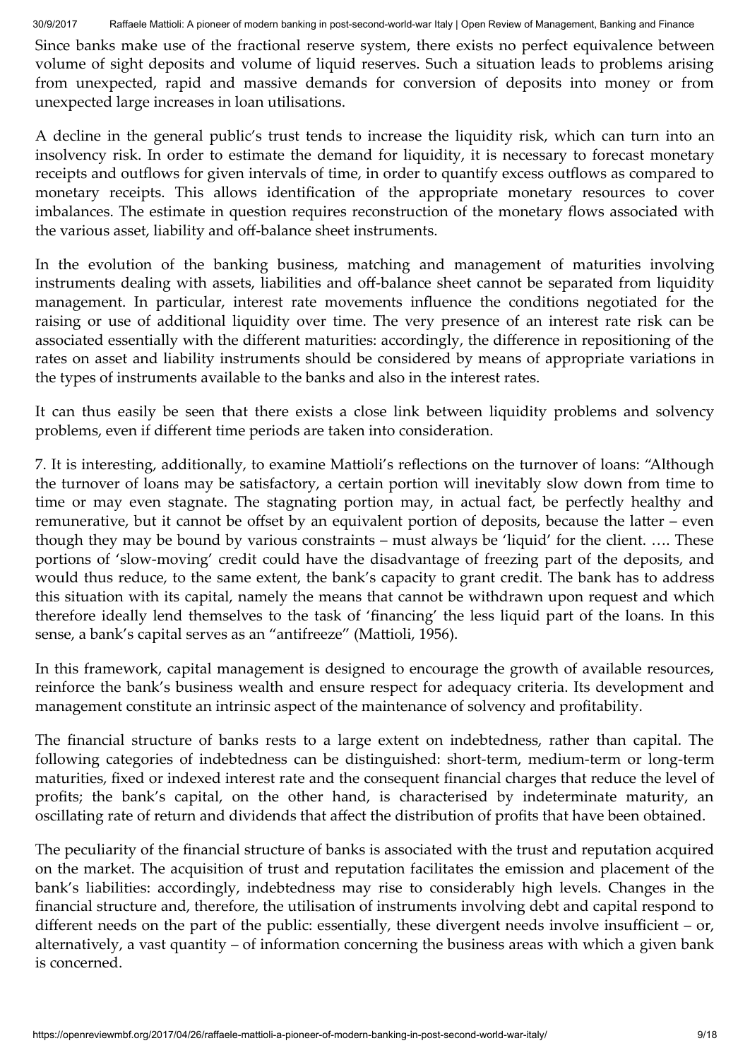Since banks make use of the fractional reserve system, there exists no perfect equivalence between volume of sight deposits and volume of liquid reserves. Such a situation leads to problems arising from unexpected, rapid and massive demands for conversion of deposits into money or from unexpected large increases in loan utilisations.

A decline in the general public's trust tends to increase the liquidity risk, which can turn into an insolvency risk. In order to estimate the demand for liquidity, it is necessary to forecast monetary receipts and outflows for given intervals of time, in order to quantify excess outflows as compared to monetary receipts. This allows identification of the appropriate monetary resources to cover imbalances. The estimate in question requires reconstruction of the monetary flows associated with the various asset, liability and off-balance sheet instruments.

In the evolution of the banking business, matching and management of maturities involving instruments dealing with assets, liabilities and off-balance sheet cannot be separated from liquidity management. In particular, interest rate movements influence the conditions negotiated for the raising or use of additional liquidity over time. The very presence of an interest rate risk can be associated essentially with the different maturities: accordingly, the difference in repositioning of the rates on asset and liability instruments should be considered by means of appropriate variations in the types of instruments available to the banks and also in the interest rates.

It can thus easily be seen that there exists a close link between liquidity problems and solvency problems, even if different time periods are taken into consideration.

7. It is interesting, additionally, to examine Mattioli's reflections on the turnover of loans: "Although the turnover of loans may be satisfactory, a certain portion will inevitably slow down from time to time or may even stagnate. The stagnating portion may, in actual fact, be perfectly healthy and remunerative, but it cannot be offset by an equivalent portion of deposits, because the latter – even though they may be bound by various constraints – must always be 'liquid' for the client. …. These portions of 'slow-moving' credit could have the disadvantage of freezing part of the deposits, and would thus reduce, to the same extent, the bank's capacity to grant credit. The bank has to address this situation with its capital, namely the means that cannot be withdrawn upon request and which therefore ideally lend themselves to the task of 'financing' the less liquid part of the loans. In this sense, a bank's capital serves as an "antifreeze" (Mattioli, 1956).

In this framework, capital management is designed to encourage the growth of available resources, reinforce the bank's business wealth and ensure respect for adequacy criteria. Its development and management constitute an intrinsic aspect of the maintenance of solvency and profitability.

The financial structure of banks rests to a large extent on indebtedness, rather than capital. The following categories of indebtedness can be distinguished: short-term, medium-term or long-term maturities, fixed or indexed interest rate and the consequent financial charges that reduce the level of profits; the bank's capital, on the other hand, is characterised by indeterminate maturity, an oscillating rate of return and dividends that affect the distribution of profits that have been obtained.

The peculiarity of the financial structure of banks is associated with the trust and reputation acquired on the market. The acquisition of trust and reputation facilitates the emission and placement of the bank's liabilities: accordingly, indebtedness may rise to considerably high levels. Changes in the financial structure and, therefore, the utilisation of instruments involving debt and capital respond to different needs on the part of the public: essentially, these divergent needs involve insufficient – or, alternatively, a vast quantity – of information concerning the business areas with which a given bank is concerned.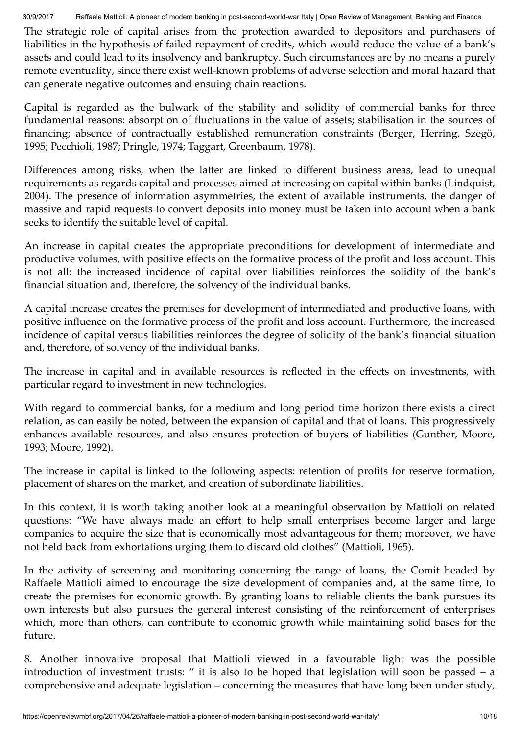The strategic role of capital arises from the protection awarded to depositors and purchasers of liabilities in the hypothesis of failed repayment of credits, which would reduce the value of a bank's assets and could lead to its insolvency and bankruptcy. Such circumstances are by no means a purely remote eventuality, since there exist well-known problems of adverse selection and moral hazard that can generate negative outcomes and ensuing chain reactions.

Capital is regarded as the bulwark of the stability and solidity of commercial banks for three fundamental reasons: absorption of fluctuations in the value of assets; stabilisation in the sources of financing; absence of contractually established remuneration constraints (Berger, Herring, Szegö, 1995; Pecchioli, 1987; Pringle, 1974; Taggart, Greenbaum, 1978).

Differences among risks, when the latter are linked to different business areas, lead to unequal requirements as regards capital and processes aimed at increasing on capital within banks (Lindquist, 2004). The presence of information asymmetries, the extent of available instruments, the danger of massive and rapid requests to convert deposits into money must be taken into account when a bank seeks to identify the suitable level of capital.

An increase in capital creates the appropriate preconditions for development of intermediate and productive volumes, with positive effects on the formative process of the profit and loss account. This is not all: the increased incidence of capital over liabilities reinforces the solidity of the bank's financial situation and, therefore, the solvency of the individual banks.

A capital increase creates the premises for development of intermediated and productive loans, with positive influence on the formative process of the profit and loss account. Furthermore, the increased incidence of capital versus liabilities reinforces the degree of solidity of the bank's financial situation and, therefore, of solvency of the individual banks.

The increase in capital and in available resources is reflected in the effects on investments, with particular regard to investment in new technologies.

With regard to commercial banks, for a medium and long period time horizon there exists a direct relation, as can easily be noted, between the expansion of capital and that of loans. This progressively enhances available resources, and also ensures protection of buyers of liabilities (Gunther, Moore, 1993; Moore, 1992).

The increase in capital is linked to the following aspects: retention of profits for reserve formation, placement of shares on the market, and creation of subordinate liabilities.

In this context, it is worth taking another look at a meaningful observation by Mattioli on related questions: "We have always made an effort to help small enterprises become larger and large companies to acquire the size that is economically most advantageous for them; moreover, we have not held back from exhortations urging them to discard old clothes" (Mattioli, 1965).

In the activity of screening and monitoring concerning the range of loans, the Comit headed by Raffaele Mattioli aimed to encourage the size development of companies and, at the same time, to create the premises for economic growth. By granting loans to reliable clients the bank pursues its own interests but also pursues the general interest consisting of the reinforcement of enterprises which, more than others, can contribute to economic growth while maintaining solid bases for the future.

8. Another innovative proposal that Mattioli viewed in a favourable light was the possible introduction of investment trusts: " it is also to be hoped that legislation will soon be passed – a comprehensive and adequate legislation – concerning the measures that have long been under study,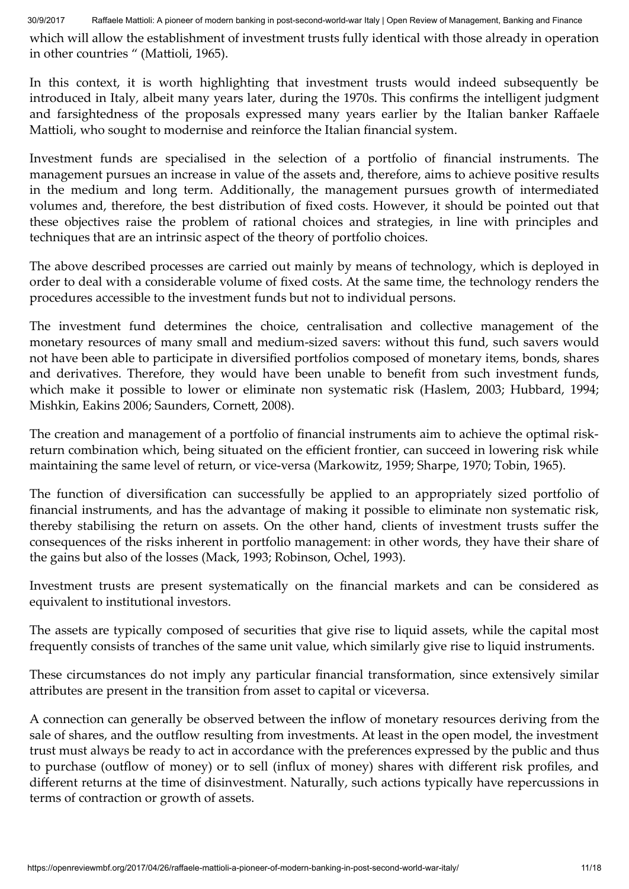which will allow the establishment of investment trusts fully identical with those already in operation in other countries " (Mattioli, 1965).

In this context, it is worth highlighting that investment trusts would indeed subsequently be introduced in Italy, albeit many years later, during the 1970s. This confirms the intelligent judgment and farsightedness of the proposals expressed many years earlier by the Italian banker Raffaele Mattioli, who sought to modernise and reinforce the Italian financial system.

Investment funds are specialised in the selection of a portfolio of financial instruments. The management pursues an increase in value of the assets and, therefore, aims to achieve positive results in the medium and long term. Additionally, the management pursues growth of intermediated volumes and, therefore, the best distribution of fixed costs. However, it should be pointed out that these objectives raise the problem of rational choices and strategies, in line with principles and techniques that are an intrinsic aspect of the theory of portfolio choices.

The above described processes are carried out mainly by means of technology, which is deployed in order to deal with a considerable volume of fixed costs. At the same time, the technology renders the procedures accessible to the investment funds but not to individual persons.

The investment fund determines the choice, centralisation and collective management of the monetary resources of many small and medium-sized savers: without this fund, such savers would not have been able to participate in diversified portfolios composed of monetary items, bonds, shares and derivatives. Therefore, they would have been unable to benefit from such investment funds, which make it possible to lower or eliminate non systematic risk (Haslem, 2003; Hubbard, 1994; Mishkin, Eakins 2006; Saunders, Cornett, 2008).

The creation and management of a portfolio of financial instruments aim to achieve the optimal risk-return combination which, being situated on the efficient frontier, can succeed in lowering risk while maintaining the same level of return, or vice-versa (Markowitz, 1959; Sharpe, 1970; Tobin, 1965).

The function of diversification can successfully be applied to an appropriately sized portfolio of financial instruments, and has the advantage of making it possible to eliminate non systematic risk, thereby stabilising the return on assets. On the other hand, clients of investment trusts suffer the consequences of the risks inherent in portfolio management: in other words, they have their share of the gains but also of the losses (Mack, 1993; Robinson, Ochel, 1993).

Investment trusts are present systematically on the financial markets and can be considered as equivalent to institutional investors.

The assets are typically composed of securities that give rise to liquid assets, while the capital most frequently consists of tranches of the same unit value, which similarly give rise to liquid instruments.

These circumstances do not imply any particular financial transformation, since extensively similar attributes are present in the transition from asset to capital or viceversa.

A connection can generally be observed between the inflow of monetary resources deriving from the sale of shares, and the outflow resulting from investments. At least in the open model, the investment trust must always be ready to act in accordance with the preferences expressed by the public and thus to purchase (outflow of money) or to sell (influx of money) shares with different risk profiles, and different returns at the time of disinvestment. Naturally, such actions typically have repercussions in terms of contraction or growth of assets.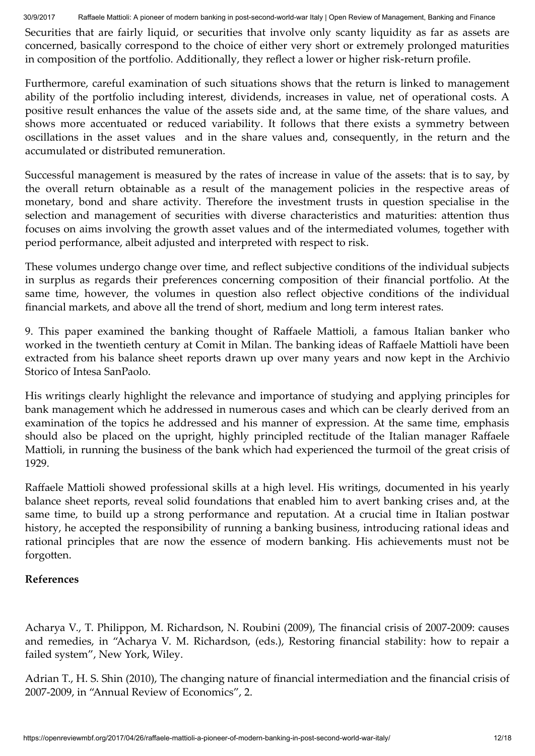Securities that are fairly liquid, or securities that involve only scanty liquidity as far as assets are concerned, basically correspond to the choice of either very short or extremely prolonged maturities in composition of the portfolio. Additionally, they reflect a lower or higher risk-return profile.

Furthermore, careful examination of such situations shows that the return is linked to management ability of the portfolio including interest, dividends, increases in value, net of operational costs. A positive result enhances the value of the assets side and, at the same time, of the share values, and shows more accentuated or reduced variability. It follows that there exists a symmetry between oscillations in the asset values and in the share values and, consequently, in the return and the accumulated or distributed remuneration.

Successful management is measured by the rates of increase in value of the assets: that is to say, by the overall return obtainable as a result of the management policies in the respective areas of monetary, bond and share activity. Therefore the investment trusts in question specialise in the selection and management of securities with diverse characteristics and maturities: attention thus focuses on aims involving the growth asset values and of the intermediated volumes, together with period performance, albeit adjusted and interpreted with respect to risk.

These volumes undergo change over time, and reflect subjective conditions of the individual subjects in surplus as regards their preferences concerning composition of their financial portfolio. At the same time, however, the volumes in question also reflect objective conditions of the individual financial markets, and above all the trend of short, medium and long term interest rates.

9. This paper examined the banking thought of Raffaele Mattioli, a famous Italian banker who worked in the twentieth century at Comit in Milan. The banking ideas of Raffaele Mattioli have been extracted from his balance sheet reports drawn up over many years and now kept in the Archivio Storico of Intesa SanPaolo.

His writings clearly highlight the relevance and importance of studying and applying principles for bank management which he addressed in numerous cases and which can be clearly derived from an examination of the topics he addressed and his manner of expression. At the same time, emphasis should also be placed on the upright, highly principled rectitude of the Italian manager Raffaele Mattioli, in running the business of the bank which had experienced the turmoil of the great crisis of 1929.

Raffaele Mattioli showed professional skills at a high level. His writings, documented in his yearly balance sheet reports, reveal solid foundations that enabled him to avert banking crises and, at the same time, to build up a strong performance and reputation. At a crucial time in Italian postwar history, he accepted the responsibility of running a banking business, introducing rational ideas and rational principles that are now the essence of modern banking. His achievements must not be forgotten.

**References**

Acharya V., T. Philippon, M. Richardson, N. Roubini (2009), The financial crisis of 2007-2009: causes and remedies, in "Acharya V. M. Richardson, (eds.), Restoring financial stability: how to repair a failed system", New York, Wiley.

Adrian T., H. S. Shin (2010), The changing nature of financial intermediation and the financial crisis of 2007-2009, in "Annual Review of Economics", 2.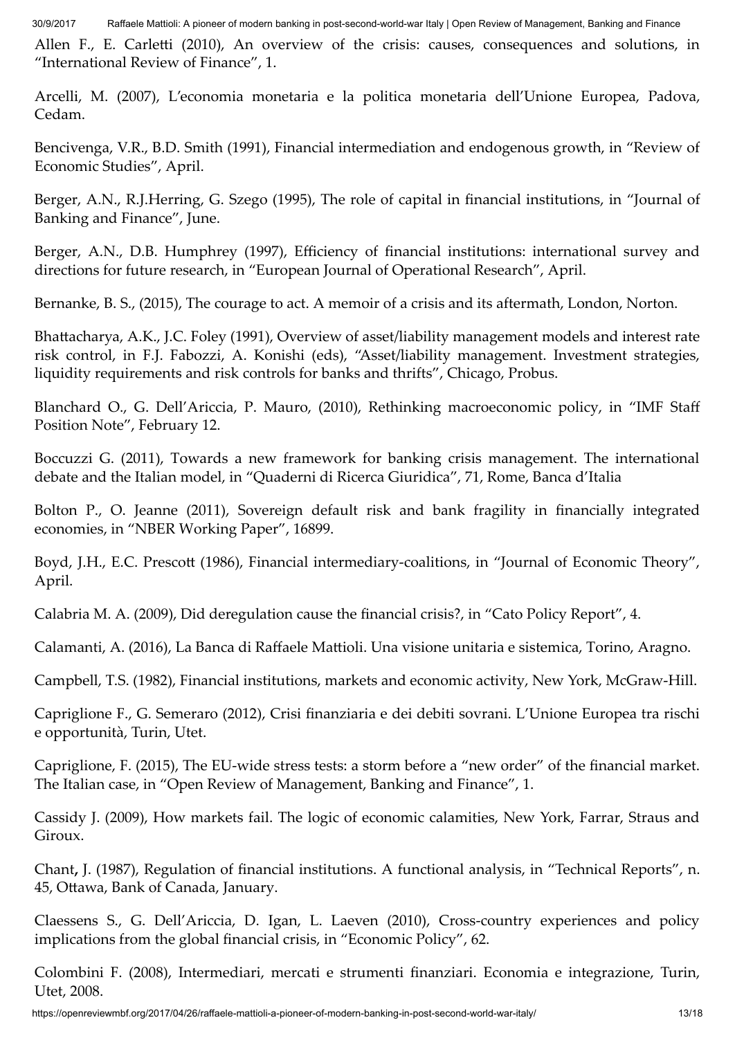Allen F., E. Carletti (2010), An overview of the crisis: causes, consequences and solutions, in "International Review of Finance", 1.

Arcelli, M. (2007), L'economia monetaria e la politica monetaria dell'Unione Europea, Padova, Cedam.

Bencivenga, V.R., B.D. Smith (1991), Financial intermediation and endogenous growth, in "Review of Economic Studies", April.

Berger, A.N., R.J.Herring, G. Szego (1995), The role of capital in financial institutions, in "Journal of Banking and Finance", June.

Berger, A.N., D.B. Humphrey (1997), Efficiency of financial institutions: international survey and directions for future research, in "European Journal of Operational Research", April.

Bernanke, B. S., (2015), The courage to act. A memoir of a crisis and its aftermath, London, Norton.

Bhattacharya, A.K., J.C. Foley (1991), Overview of asset/liability management models and interest rate risk control, in F.J. Fabozzi, A. Konishi (eds), "Asset/liability management. Investment strategies, liquidity requirements and risk controls for banks and thrifts", Chicago, Probus.

Blanchard O., G. Dell'Ariccia, P. Mauro, (2010), Rethinking macroeconomic policy, in "IMF Staff Position Note", February 12.

Boccuzzi G. (2011), Towards a new framework for banking crisis management. The international debate and the Italian model, in "Quaderni di Ricerca Giuridica", 71, Rome, Banca d'Italia

Bolton P., O. Jeanne (2011), Sovereign default risk and bank fragility in financially integrated economies, in "NBER Working Paper", 16899.

Boyd, J.H., E.C. Prescott (1986), Financial intermediary-coalitions, in "Journal of Economic Theory", April.

Calabria M. A. (2009), Did deregulation cause the financial crisis?, in "Cato Policy Report", 4.

Calamanti, A. (2016), La Banca di Raffaele Mattioli. Una visione unitaria e sistemica, Torino, Aragno.

Campbell, T.S. (1982), Financial institutions, markets and economic activity, New York, McGraw-Hill.

Capriglione F., G. Semeraro (2012), Crisi finanziaria e dei debiti sovrani. L'Unione Europea tra rischi e opportunità, Turin, Utet.

Capriglione, F. (2015), The EU-wide stress tests: a storm before a "new order" of the financial market. The Italian case, in "Open Review of Management, Banking and Finance", 1.

Cassidy J. (2009), How markets fail. The logic of economic calamities, New York, Farrar, Straus and Giroux.

Chant, J. (1987), Regulation of financial institutions. A functional analysis, in "Technical Reports", n. 45, Ottawa, Bank of Canada, January.

Claessens S., G. Dell'Ariccia, D. Igan, L. Laeven (2010), Cross-country experiences and policy implications from the global financial crisis, in "Economic Policy", 62.

Colombini F. (2008), Intermediari, mercati e strumenti finanziari. Economia e integrazione, Turin, Utet, 2008.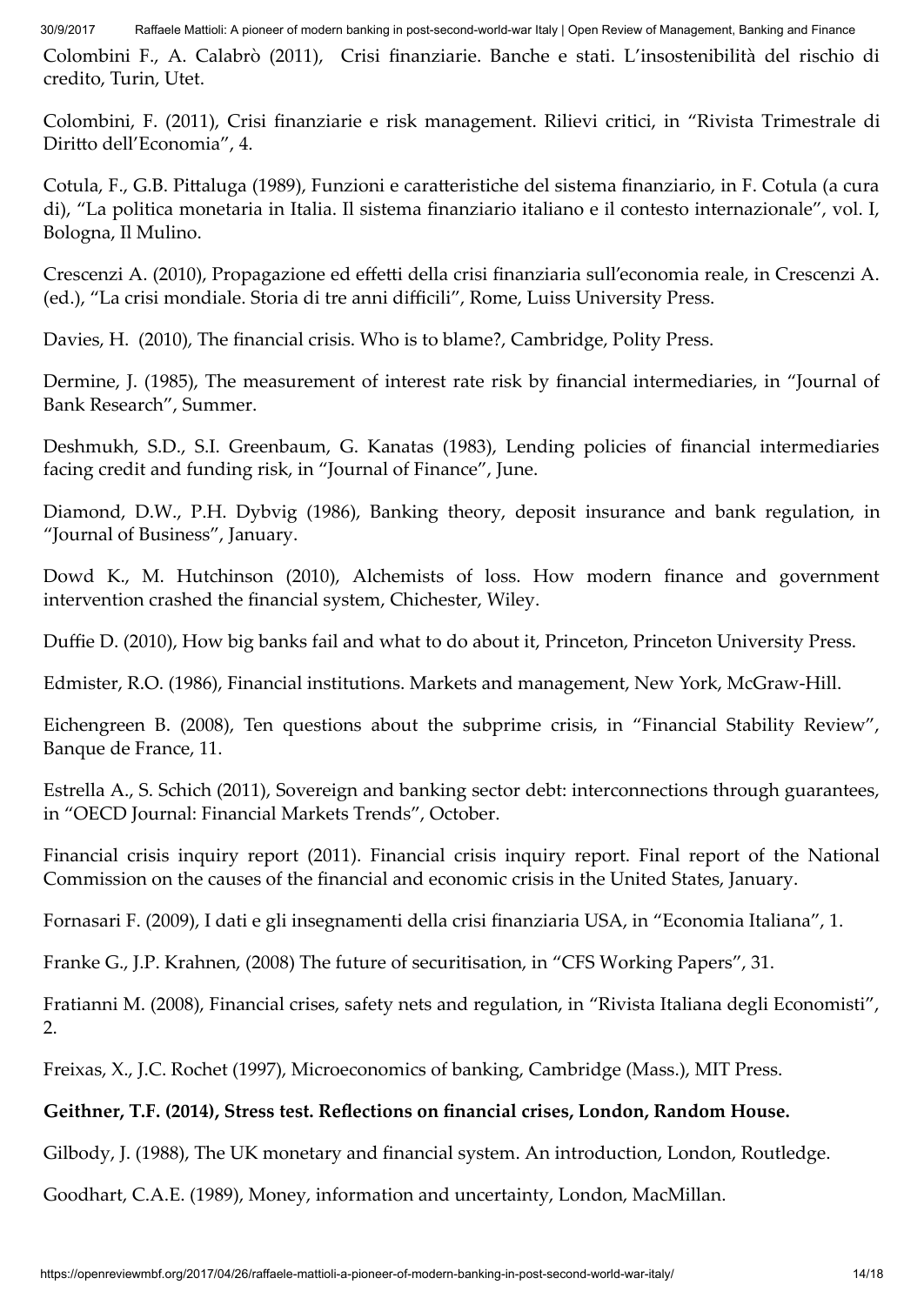Colombini F., A. Calabrò (2011), Crisi finanziarie. Banche e stati. L'insostenibilità del rischio di credito, Turin, Utet.

Colombini, F. (2011), Crisi finanziarie e risk management. Rilievi critici, in "Rivista Trimestrale di Diritto dell'Economia", 4.

Cotula, F., G.B. Pittaluga (1989), Funzioni e caratteristiche del sistema finanziario, in F. Cotula (a cura di), "La politica monetaria in Italia. Il sistema finanziario italiano e il contesto internazionale", vol. I, Bologna, Il Mulino.

Crescenzi A. (2010), Propagazione ed effetti della crisi finanziaria sull'economia reale, in Crescenzi A. (ed.), "La crisi mondiale. Storia di tre anni difficili", Rome, Luiss University Press.

Davies, H. (2010), The financial crisis. Who is to blame?, Cambridge, Polity Press.

Dermine, J. (1985), The measurement of interest rate risk by financial intermediaries, in "Journal of Bank Research", Summer.

Deshmukh, S.D., S.I. Greenbaum, G. Kanatas (1983), Lending policies of financial intermediaries facing credit and funding risk, in "Journal of Finance", June.

Diamond, D.W., P.H. Dybvig (1986), Banking theory, deposit insurance and bank regulation, in "Journal of Business", January.

Dowd K., M. Hutchinson (2010), Alchemists of loss. How modern finance and government intervention crashed the financial system, Chichester, Wiley.

Duffie D. (2010), How big banks fail and what to do about it, Princeton, Princeton University Press.

Edmister, R.O. (1986), Financial institutions. Markets and management, New York, McGraw-Hill.

Eichengreen B. (2008), Ten questions about the subprime crisis, in "Financial Stability Review", Banque de France, 11.

Estrella A., S. Schich (2011), Sovereign and banking sector debt: interconnections through guarantees, in "OECD Journal: Financial Markets Trends", October.

Financial crisis inquiry report (2011). Financial crisis inquiry report. Final report of the National Commission on the causes of the financial and economic crisis in the United States, January.

Fornasari F. (2009), I dati e gli insegnamenti della crisi finanziaria USA, in "Economia Italiana", 1.

Franke G., J.P. Krahnen, (2008) The future of securitisation, in "CFS Working Papers", 31.

Fratianni M. (2008), Financial crises, safety nets and regulation, in "Rivista Italiana degli Economisti", 2.

Freixas, X., J.C. Rochet (1997), Microeconomics of banking, Cambridge (Mass.), MIT Press.

**Geithner, T.F. (2014), Stress test. Reflections on financial crises, London, Random House.**

Gilbody, J. (1988), The UK monetary and financial system. An introduction, London, Routledge.

Goodhart, C.A.E. (1989), Money, information and uncertainty, London, MacMillan.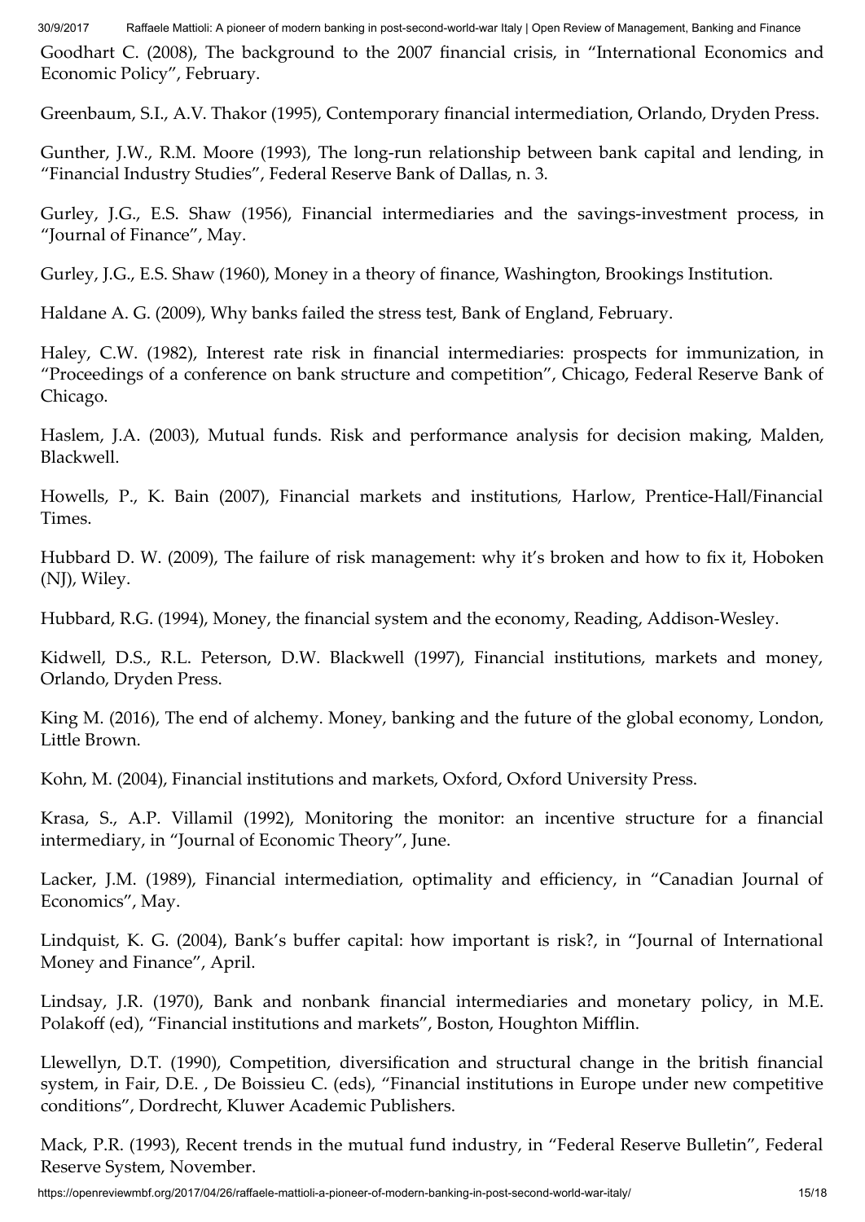Goodhart C. (2008), The background to the 2007 financial crisis, in "International Economics and Economic Policy", February.

Greenbaum, S.I., A.V. Thakor (1995), Contemporary financial intermediation, Orlando, Dryden Press.

Gunther, J.W., R.M. Moore (1993), The long-run relationship between bank capital and lending, in "Financial Industry Studies", Federal Reserve Bank of Dallas, n. 3.

Gurley, J.G., E.S. Shaw (1956), Financial intermediaries and the savings-investment process, in "Journal of Finance", May.

Gurley, J.G., E.S. Shaw (1960), Money in a theory of finance, Washington, Brookings Institution.

Haldane A. G. (2009), Why banks failed the stress test, Bank of England, February.

Haley, C.W. (1982), Interest rate risk in financial intermediaries: prospects for immunization, in "Proceedings of a conference on bank structure and competition", Chicago, Federal Reserve Bank of Chicago.

Haslem, J.A. (2003), Mutual funds. Risk and performance analysis for decision making, Malden, Blackwell.

Howells, P., K. Bain (2007), Financial markets and institutions, Harlow, Prentice-Hall/Financial Times.

Hubbard D. W. (2009), The failure of risk management: why it's broken and how to fix it, Hoboken (NJ), Wiley.

Hubbard, R.G. (1994), Money, the financial system and the economy, Reading, Addison-Wesley.

Kidwell, D.S., R.L. Peterson, D.W. Blackwell (1997), Financial institutions, markets and money, Orlando, Dryden Press.

King M. (2016), The end of alchemy. Money, banking and the future of the global economy, London, Little Brown.

Kohn, M. (2004), Financial institutions and markets, Oxford, Oxford University Press.

Krasa, S., A.P. Villamil (1992), Monitoring the monitor: an incentive structure for a financial intermediary, in "Journal of Economic Theory", June.

Lacker, J.M. (1989), Financial intermediation, optimality and efficiency, in "Canadian Journal of Economics", May.

Lindquist, K. G. (2004), Bank's buffer capital: how important is risk?, in "Journal of International Money and Finance", April.

Lindsay, J.R. (1970), Bank and nonbank financial intermediaries and monetary policy, in M.E. Polakoff (ed), "Financial institutions and markets", Boston, Houghton Mifflin.

Llewellyn, D.T. (1990), Competition, diversification and structural change in the british financial system, in Fair, D.E. , De Boissieu C. (eds), "Financial institutions in Europe under new competitive conditions", Dordrecht, Kluwer Academic Publishers.

Mack, P.R. (1993), Recent trends in the mutual fund industry, in "Federal Reserve Bulletin", Federal Reserve System, November.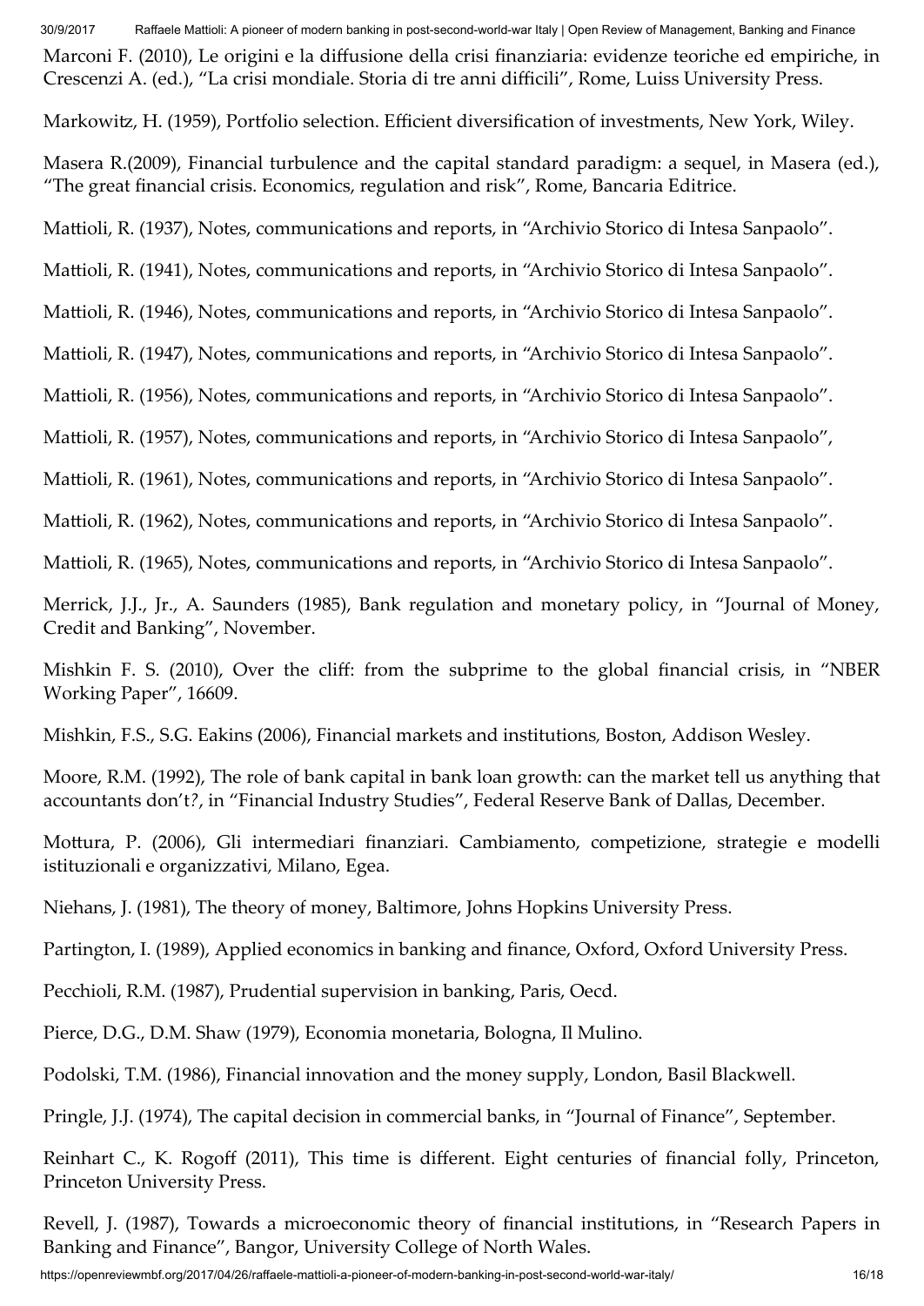Marconi F. (2010), Le origini e la diffusione della crisi finanziaria: evidenze teoriche ed empiriche, in Crescenzi A. (ed.), "La crisi mondiale. Storia di tre anni difficili", Rome, Luiss University Press.

Markowitz, H. (1959), Portfolio selection. Efficient diversification of investments, New York, Wiley.

Masera R.(2009), Financial turbulence and the capital standard paradigm: a sequel, in Masera (ed.), "The great financial crisis. Economics, regulation and risk", Rome, Bancaria Editrice.

Mattioli, R. (1937), Notes, communications and reports, in "Archivio Storico di Intesa Sanpaolo".

Mattioli, R. (1941), Notes, communications and reports, in "Archivio Storico di Intesa Sanpaolo".

Mattioli, R. (1946), Notes, communications and reports, in "Archivio Storico di Intesa Sanpaolo".

Mattioli, R. (1947), Notes, communications and reports, in "Archivio Storico di Intesa Sanpaolo".

Mattioli, R. (1956), Notes, communications and reports, in "Archivio Storico di Intesa Sanpaolo".

Mattioli, R. (1957), Notes, communications and reports, in "Archivio Storico di Intesa Sanpaolo",

Mattioli, R. (1961), Notes, communications and reports, in "Archivio Storico di Intesa Sanpaolo".

Mattioli, R. (1962), Notes, communications and reports, in "Archivio Storico di Intesa Sanpaolo".

Mattioli, R. (1965), Notes, communications and reports, in "Archivio Storico di Intesa Sanpaolo".

Merrick, J.J., Jr., A. Saunders (1985), Bank regulation and monetary policy, in "Journal of Money, Credit and Banking", November.

Mishkin F. S. (2010), Over the cliff: from the subprime to the global financial crisis, in "NBER Working Paper", 16609.

Mishkin, F.S., S.G. Eakins (2006), Financial markets and institutions, Boston, Addison Wesley.

Moore, R.M. (1992), The role of bank capital in bank loan growth: can the market tell us anything that accountants don't?, in "Financial Industry Studies", Federal Reserve Bank of Dallas, December.

Mottura, P. (2006), Gli intermediari finanziari. Cambiamento, competizione, strategie e modelli istituzionali e organizzativi, Milano, Egea.

Niehans, J. (1981), The theory of money, Baltimore, Johns Hopkins University Press.

Partington, I. (1989), Applied economics in banking and finance, Oxford, Oxford University Press.

Pecchioli, R.M. (1987), Prudential supervision in banking, Paris, Oecd.

Pierce, D.G., D.M. Shaw (1979), Economia monetaria, Bologna, Il Mulino.

Podolski, T.M. (1986), Financial innovation and the money supply, London, Basil Blackwell.

Pringle, J.J. (1974), The capital decision in commercial banks, in "Journal of Finance", September.

Reinhart C., K. Rogoff (2011), This time is different. Eight centuries of financial folly, Princeton, Princeton University Press.

Revell, J. (1987), Towards a microeconomic theory of financial institutions, in "Research Papers in Banking and Finance", Bangor, University College of North Wales.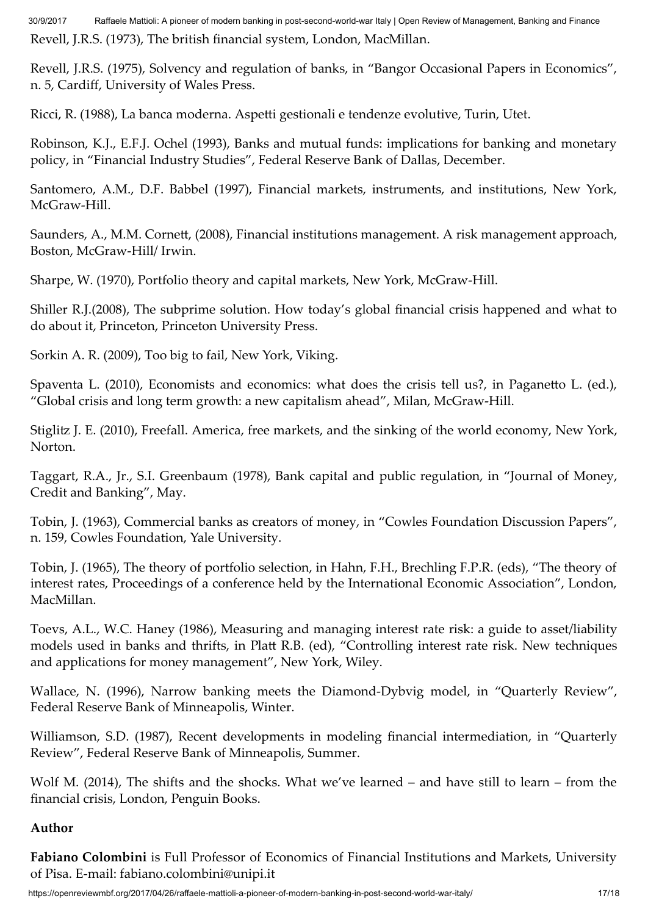Revell, J.R.S. (1973), The british financial system, London, MacMillan.

Revell, J.R.S. (1975), Solvency and regulation of banks, in "Bangor Occasional Papers in Economics", n. 5, Cardiff, University of Wales Press.

Ricci, R. (1988), La banca moderna. Aspetti gestionali e tendenze evolutive, Turin, Utet.

Robinson, K.J., E.F.J. Ochel (1993), Banks and mutual funds: implications for banking and monetary policy, in "Financial Industry Studies", Federal Reserve Bank of Dallas, December.

Santomero, A.M., D.F. Babbel (1997), Financial markets, instruments, and institutions, New York, McGraw-Hill.

Saunders, A., M.M. Cornett, (2008), Financial institutions management. A risk management approach, Boston, McGraw-Hill/ Irwin.

Sharpe, W. (1970), Portfolio theory and capital markets, New York, McGraw-Hill.

Shiller R.J.(2008), The subprime solution. How today's global financial crisis happened and what to do about it, Princeton, Princeton University Press.

Sorkin A. R. (2009), Too big to fail, New York, Viking.

Spaventa L. (2010), Economists and economics: what does the crisis tell us?, in Paganetto L. (ed.), "Global crisis and long term growth: a new capitalism ahead", Milan, McGraw-Hill.

Stiglitz J. E. (2010), Freefall. America, free markets, and the sinking of the world economy, New York, Norton.

Taggart, R.A., Jr., S.I. Greenbaum (1978), Bank capital and public regulation, in "Journal of Money, Credit and Banking", May.

Tobin, J. (1963), Commercial banks as creators of money, in "Cowles Foundation Discussion Papers", n. 159, Cowles Foundation, Yale University.

Tobin, J. (1965), The theory of portfolio selection, in Hahn, F.H., Brechling F.P.R. (eds), "The theory of interest rates, Proceedings of a conference held by the International Economic Association", London, MacMillan.

Toevs, A.L., W.C. Haney (1986), Measuring and managing interest rate risk: a guide to asset/liability models used in banks and thrifts, in Platt R.B. (ed), "Controlling interest rate risk. New techniques and applications for money management", New York, Wiley.

Wallace, N. (1996), Narrow banking meets the Diamond-Dybvig model, in "Quarterly Review", Federal Reserve Bank of Minneapolis, Winter.

Williamson, S.D. (1987), Recent developments in modeling financial intermediation, in "Quarterly Review", Federal Reserve Bank of Minneapolis, Summer.

Wolf M. (2014), The shifts and the shocks. What we've learned – and have still to learn – from the financial crisis, London, Penguin Books.

## Author

**Fabiano Colombini** is Full Professor of Economics of Financial Institutions and Markets, University of Pisa. E-mail: fabiano.colombini@unipi.it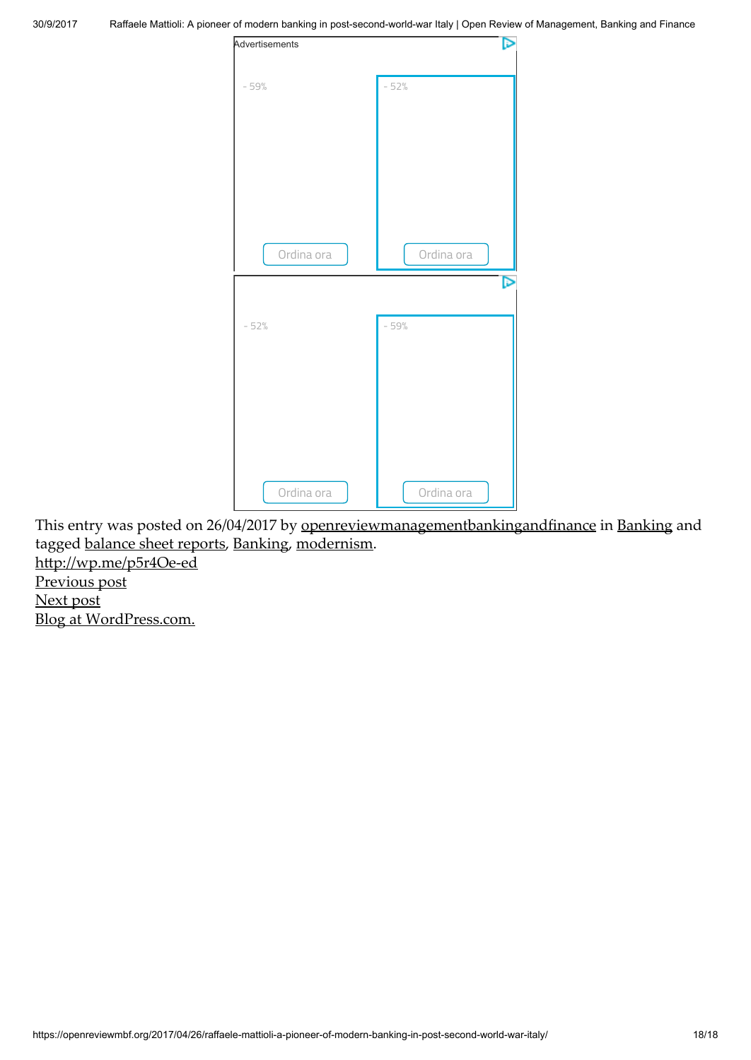Advertisements

- 59%

Ordina ora

- 52%

Ordina ora

- 52%

Ordina ora

- 59%

Ordina ora

This entry was posted on 26/04/2017 by openreviewmanagementbankingandfinance in Banking and tagged balance sheet reports, Banking, modernism.

http://wp.me/p5r4Oe-ed

Previous post

Next post

Blog at WordPress.com.